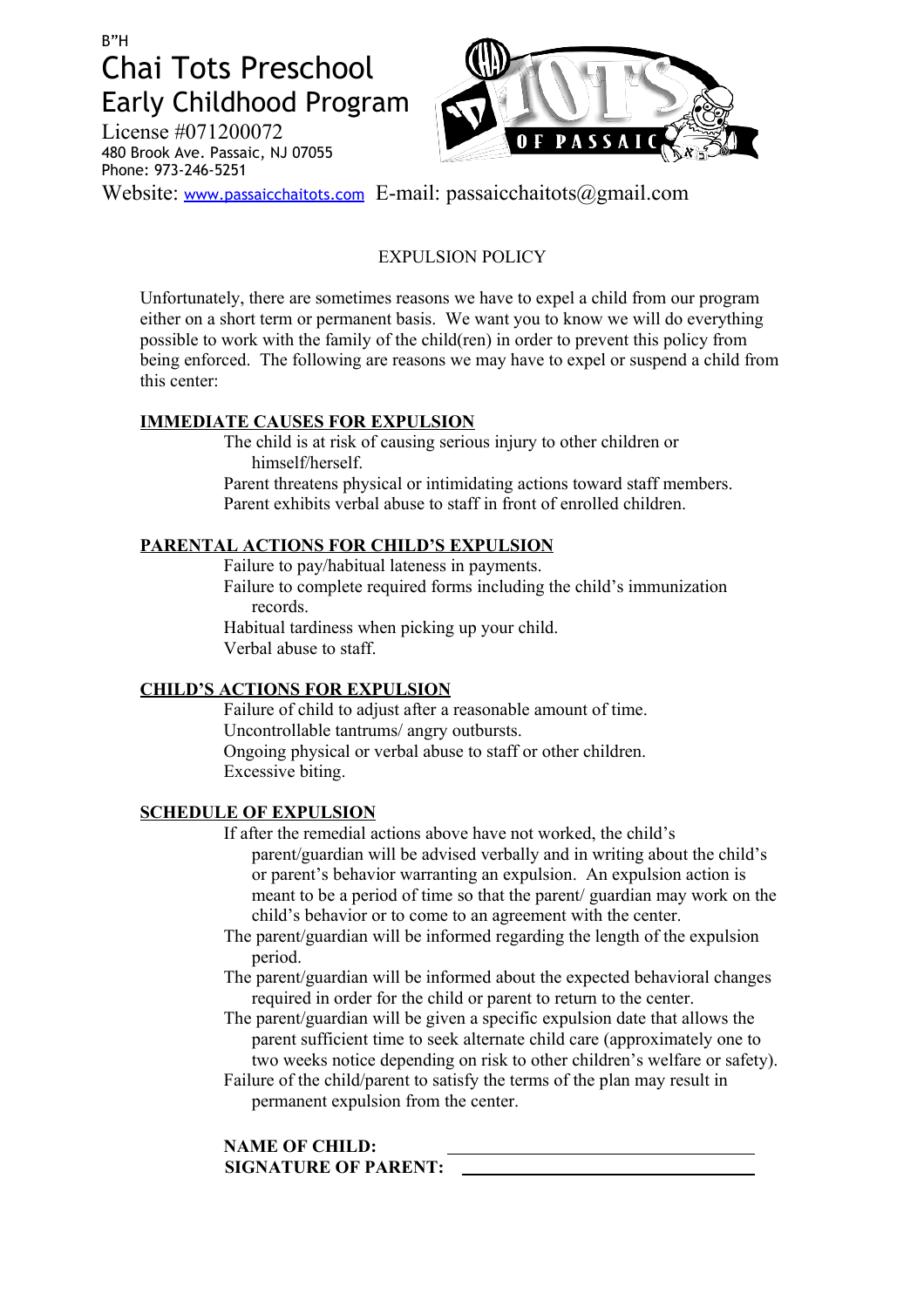B"H

# Chai Tots Preschool
## Early Childhood Program

License #071200072
480 Brook Ave. Passaic, NJ 07055
Phone: 973-246-5251
Website: www.passaicchaitots.com E-mail: passaicchaitots@gmail.com

## EXPULSION POLICY

Unfortunately, there are sometimes reasons we have to expel a child from our program either on a short term or permanent basis. We want you to know we will do everything possible to work with the family of the child(ren) in order to prevent this policy from being enforced. The following are reasons we may have to expel or suspend a child from this center:

### IMMEDIATE CAUSES FOR EXPULSION

The child is at risk of causing serious injury to other children or himself/herself.
Parent threatens physical or intimidating actions toward staff members.
Parent exhibits verbal abuse to staff in front of enrolled children.

### PARENTAL ACTIONS FOR CHILD'S EXPULSION

Failure to pay/habitual lateness in payments.
Failure to complete required forms including the child's immunization records.
Habitual tardiness when picking up your child.
Verbal abuse to staff.

### CHILD'S ACTIONS FOR EXPULSION

Failure of child to adjust after a reasonable amount of time.
Uncontrollable tantrums/ angry outbursts.
Ongoing physical or verbal abuse to staff or other children.
Excessive biting.

### SCHEDULE OF EXPULSION

If after the remedial actions above have not worked, the child's parent/guardian will be advised verbally and in writing about the child's or parent's behavior warranting an expulsion. An expulsion action is meant to be a period of time so that the parent/ guardian may work on the child's behavior or to come to an agreement with the center.
The parent/guardian will be informed regarding the length of the expulsion period.
The parent/guardian will be informed about the expected behavioral changes required in order for the child or parent to return to the center.
The parent/guardian will be given a specific expulsion date that allows the parent sufficient time to seek alternate child care (approximately one to two weeks notice depending on risk to other children's welfare or safety).
Failure of the child/parent to satisfy the terms of the plan may result in permanent expulsion from the center.

**NAME OF CHILD:** ______________________________
**SIGNATURE OF PARENT:** ______________________________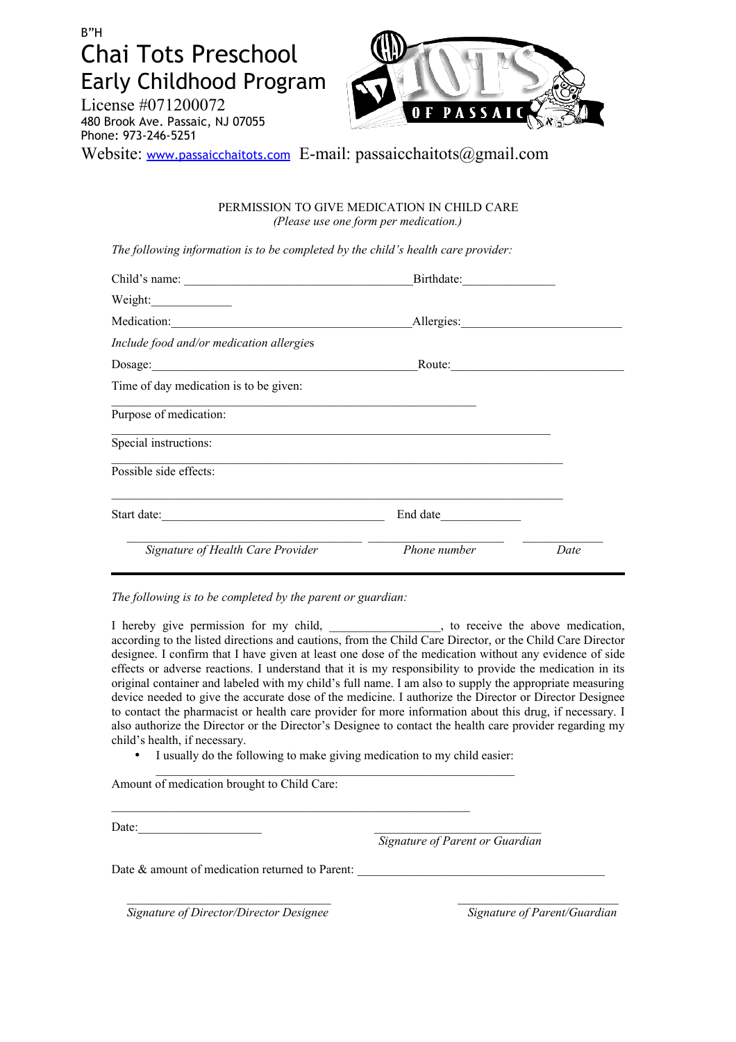B"H

# Chai Tots Preschool
## Early Childhood Program

License #071200072
480 Brook Ave. Passaic, NJ 07055
Phone: 973-246-5251
Website: www.passaichaitots.com E-mail: passaichaitots@gmail.com

PERMISSION TO GIVE MEDICATION IN CHILD CARE
*(Please use one form per medication.)*

*The following information is to be completed by the child's health care provider:*

Child's name: ____________________________________ Birthdate: _______________

Weight: _____________

Medication: ______________________________________ Allergies: _________________________

*Include food and/or medication allergies*

Dosage: __________________________________________ Route: ____________________________

Time of day medication is to be given:

______________________________________________________________

Purpose of medication:

______________________________________________________________

Special instructions:

______________________________________________________________

Possible side effects:

______________________________________________________________

Start date: ___________________________________ End date _____________

_________________________________ _____________________ _____________
*Signature of Health Care Provider* *Phone number* *Date*

---

*The following is to be completed by the parent or guardian:*

I hereby give permission for my child, _________________, to receive the above medication, according to the listed directions and cautions, from the Child Care Director, or the Child Care Director designee. I confirm that I have given at least one dose of the medication without any evidence of side effects or adverse reactions. I understand that it is my responsibility to provide the medication in its original container and labeled with my child's full name. I am also to supply the appropriate measuring device needed to give the accurate dose of the medicine. I authorize the Director or Director Designee to contact the pharmacist or health care provider for more information about this drug, if necessary. I also authorize the Director or the Director's Designee to contact the health care provider regarding my child's health, if necessary.

- I usually do the following to make giving medication to my child easier:
  ______________________________________________________________

Amount of medication brought to Child Care:

______________________________________________________________

Date: ____________________ ____________________________
*Signature of Parent or Guardian*

Date & amount of medication returned to Parent: ________________________________________

_________________________________ ___________________________
*Signature of Director/Director Designee* *Signature of Parent/Guardian*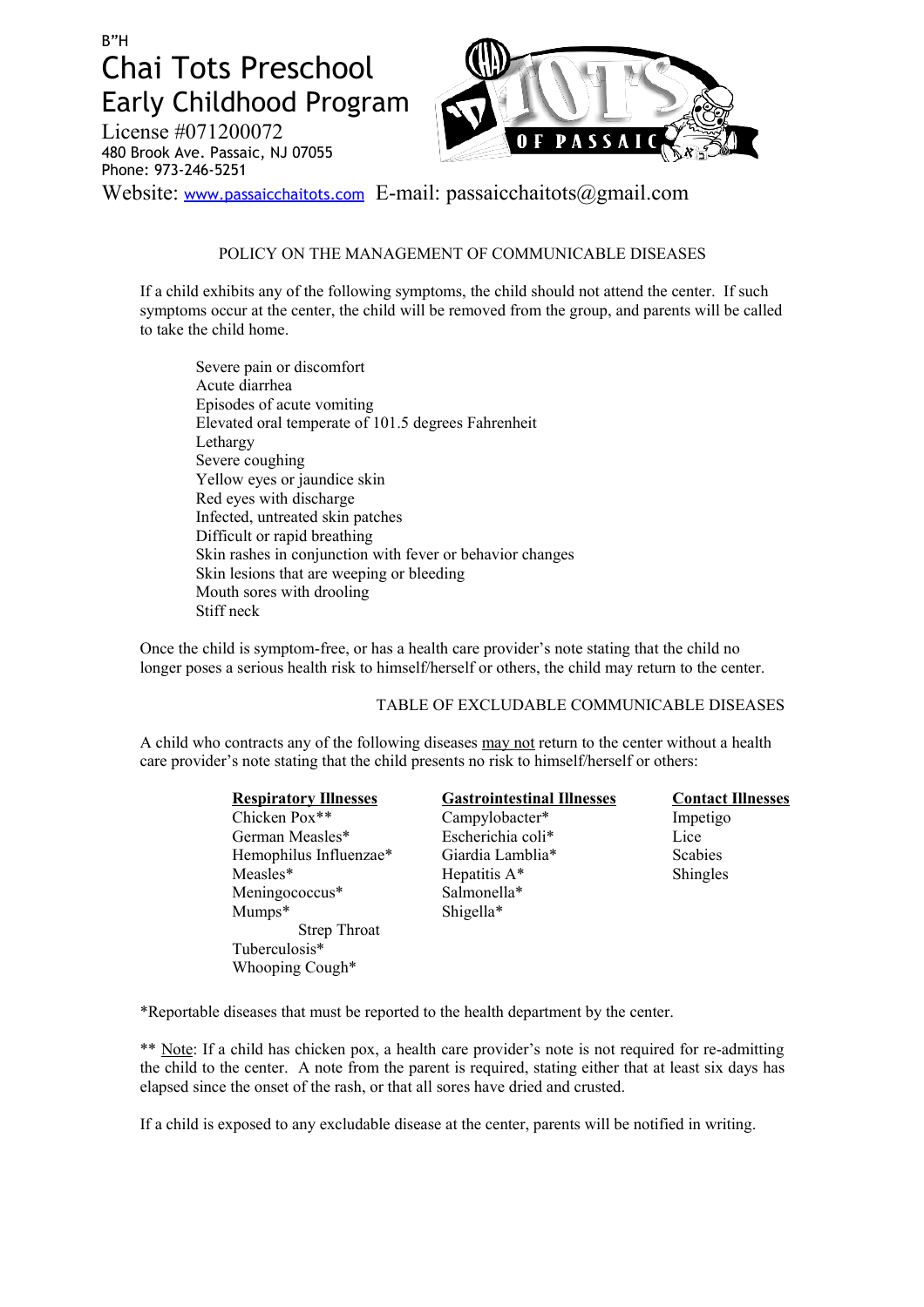B"H

# Chai Tots Preschool
# Early Childhood Program

License #071200072
480 Brook Ave. Passaic, NJ 07055
Phone: 973-246-5251
Website: www.passaicchaitots.com E-mail: passaicchaitots@gmail.com

## POLICY ON THE MANAGEMENT OF COMMUNICABLE DISEASES

If a child exhibits any of the following symptoms, the child should not attend the center. If such symptoms occur at the center, the child will be removed from the group, and parents will be called to take the child home.

- Severe pain or discomfort
- Acute diarrhea
- Episodes of acute vomiting
- Elevated oral temperate of 101.5 degrees Fahrenheit
- Lethargy
- Severe coughing
- Yellow eyes or jaundice skin
- Red eyes with discharge
- Infected, untreated skin patches
- Difficult or rapid breathing
- Skin rashes in conjunction with fever or behavior changes
- Skin lesions that are weeping or bleeding
- Mouth sores with drooling
- Stiff neck

Once the child is symptom-free, or has a health care provider's note stating that the child no longer poses a serious health risk to himself/herself or others, the child may return to the center.

## TABLE OF EXCLUDABLE COMMUNICABLE DISEASES

A child who contracts any of the following diseases may not return to the center without a health care provider's note stating that the child presents no risk to himself/herself or others:

| **Respiratory Illnesses** | **Gastrointestinal Illnesses** | **Contact Illnesses** |
|---|---|---|
| Chicken Pox** | Campylobacter* | Impetigo |
| German Measles* | Escherichia coli* | Lice |
| Hemophilus Influenzae* | Giardia Lamblia* | Scabies |
| Measles* | Hepatitis A* | Shingles |
| Meningococcus* | Salmonella* | |
| Mumps* | Shigella* | |
| Strep Throat | | |
| Tuberculosis* | | |
| Whooping Cough* | | |

*Reportable diseases that must be reported to the health department by the center.

** Note: If a child has chicken pox, a health care provider's note is not required for re-admitting the child to the center. A note from the parent is required, stating either that at least six days has elapsed since the onset of the rash, or that all sores have dried and crusted.

If a child is exposed to any excludable disease at the center, parents will be notified in writing.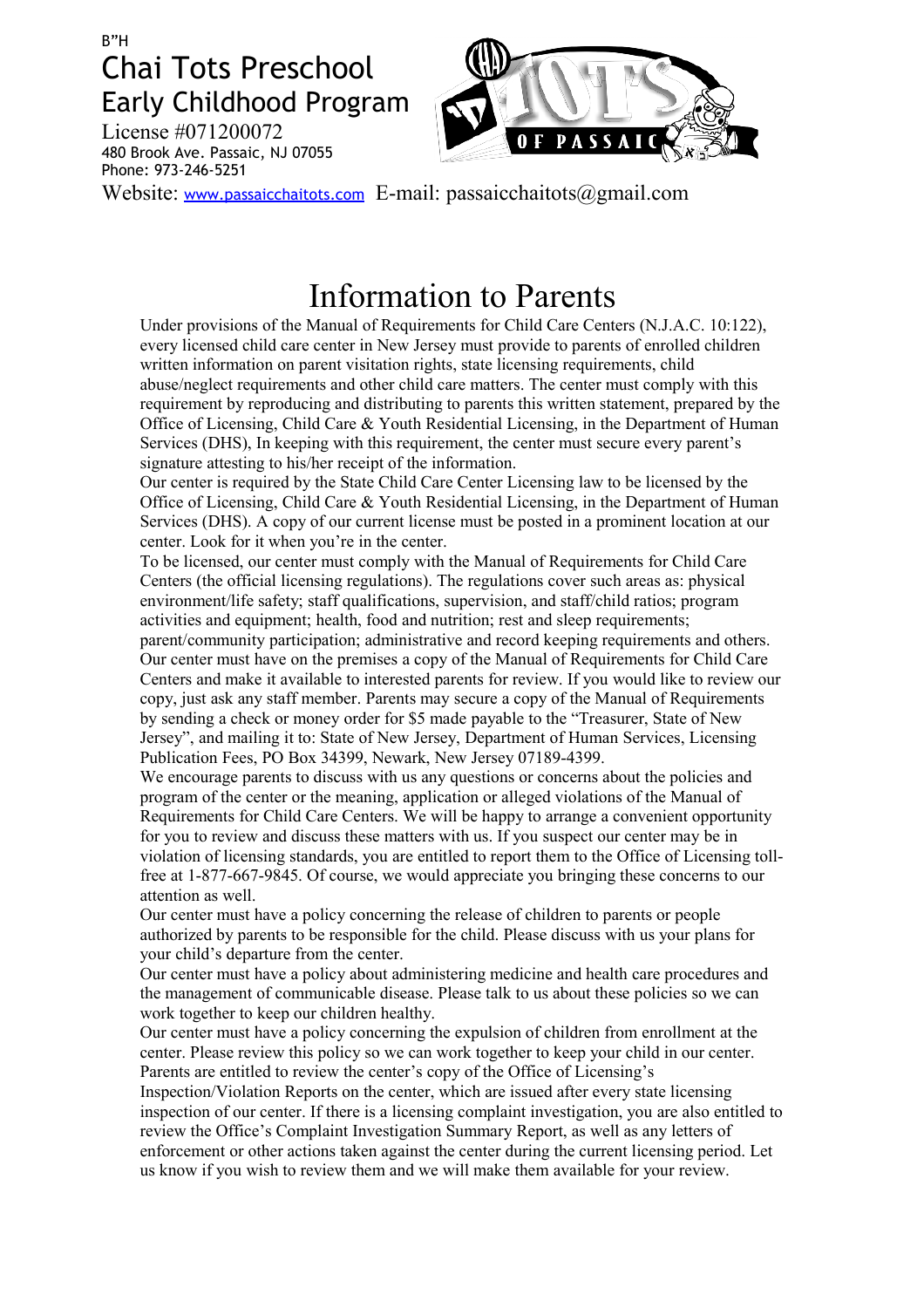B"H

# Chai Tots Preschool
## Early Childhood Program

License #071200072
480 Brook Ave. Passaic, NJ 07055
Phone: 973-246-5251
Website: www.passaicchaitots.com E-mail: passaicchaitots@gmail.com

# Information to Parents

Under provisions of the Manual of Requirements for Child Care Centers (N.J.A.C. 10:122), every licensed child care center in New Jersey must provide to parents of enrolled children written information on parent visitation rights, state licensing requirements, child abuse/neglect requirements and other child care matters. The center must comply with this requirement by reproducing and distributing to parents this written statement, prepared by the Office of Licensing, Child Care & Youth Residential Licensing, in the Department of Human Services (DHS), In keeping with this requirement, the center must secure every parent's signature attesting to his/her receipt of the information.

Our center is required by the State Child Care Center Licensing law to be licensed by the Office of Licensing, Child Care & Youth Residential Licensing, in the Department of Human Services (DHS). A copy of our current license must be posted in a prominent location at our center. Look for it when you're in the center.

To be licensed, our center must comply with the Manual of Requirements for Child Care Centers (the official licensing regulations). The regulations cover such areas as: physical environment/life safety; staff qualifications, supervision, and staff/child ratios; program activities and equipment; health, food and nutrition; rest and sleep requirements; parent/community participation; administrative and record keeping requirements and others.

Our center must have on the premises a copy of the Manual of Requirements for Child Care Centers and make it available to interested parents for review. If you would like to review our copy, just ask any staff member. Parents may secure a copy of the Manual of Requirements by sending a check or money order for $5 made payable to the "Treasurer, State of New Jersey", and mailing it to: State of New Jersey, Department of Human Services, Licensing Publication Fees, PO Box 34399, Newark, New Jersey 07189-4399.

We encourage parents to discuss with us any questions or concerns about the policies and program of the center or the meaning, application or alleged violations of the Manual of Requirements for Child Care Centers. We will be happy to arrange a convenient opportunity for you to review and discuss these matters with us. If you suspect our center may be in violation of licensing standards, you are entitled to report them to the Office of Licensing toll-free at 1-877-667-9845. Of course, we would appreciate you bringing these concerns to our attention as well.

Our center must have a policy concerning the release of children to parents or people authorized by parents to be responsible for the child. Please discuss with us your plans for your child's departure from the center.

Our center must have a policy about administering medicine and health care procedures and the management of communicable disease. Please talk to us about these policies so we can work together to keep our children healthy.

Our center must have a policy concerning the expulsion of children from enrollment at the center. Please review this policy so we can work together to keep your child in our center.

Parents are entitled to review the center's copy of the Office of Licensing's Inspection/Violation Reports on the center, which are issued after every state licensing inspection of our center. If there is a licensing complaint investigation, you are also entitled to review the Office's Complaint Investigation Summary Report, as well as any letters of enforcement or other actions taken against the center during the current licensing period. Let us know if you wish to review them and we will make them available for your review.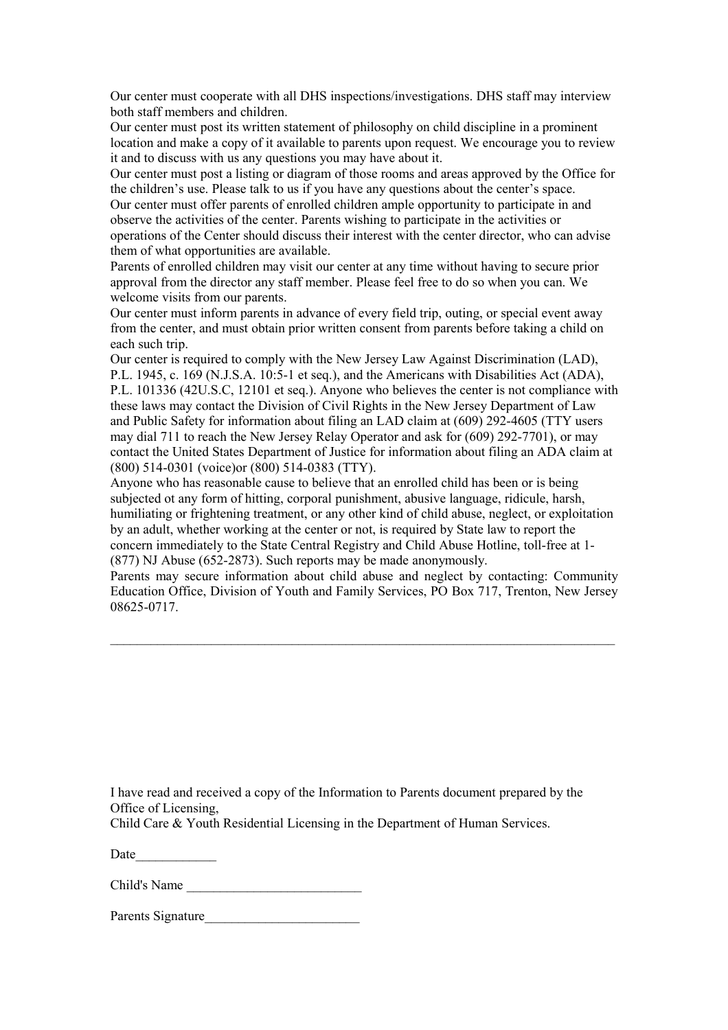Our center must cooperate with all DHS inspections/investigations. DHS staff may interview both staff members and children.

Our center must post its written statement of philosophy on child discipline in a prominent location and make a copy of it available to parents upon request. We encourage you to review it and to discuss with us any questions you may have about it.

Our center must post a listing or diagram of those rooms and areas approved by the Office for the children's use. Please talk to us if you have any questions about the center's space.

Our center must offer parents of enrolled children ample opportunity to participate in and observe the activities of the center. Parents wishing to participate in the activities or operations of the Center should discuss their interest with the center director, who can advise them of what opportunities are available.

Parents of enrolled children may visit our center at any time without having to secure prior approval from the director any staff member. Please feel free to do so when you can. We welcome visits from our parents.

Our center must inform parents in advance of every field trip, outing, or special event away from the center, and must obtain prior written consent from parents before taking a child on each such trip.

Our center is required to comply with the New Jersey Law Against Discrimination (LAD), P.L. 1945, c. 169 (N.J.S.A. 10:5-1 et seq.), and the Americans with Disabilities Act (ADA), P.L. 101336 (42U.S.C, 12101 et seq.). Anyone who believes the center is not compliance with these laws may contact the Division of Civil Rights in the New Jersey Department of Law and Public Safety for information about filing an LAD claim at (609) 292-4605 (TTY users may dial 711 to reach the New Jersey Relay Operator and ask for (609) 292-7701), or may contact the United States Department of Justice for information about filing an ADA claim at (800) 514-0301 (voice)or (800) 514-0383 (TTY).

Anyone who has reasonable cause to believe that an enrolled child has been or is being subjected ot any form of hitting, corporal punishment, abusive language, ridicule, harsh, humiliating or frightening treatment, or any other kind of child abuse, neglect, or exploitation by an adult, whether working at the center or not, is required by State law to report the concern immediately to the State Central Registry and Child Abuse Hotline, toll-free at 1-(877) NJ Abuse (652-2873). Such reports may be made anonymously.

Parents may secure information about child abuse and neglect by contacting: Community Education Office, Division of Youth and Family Services, PO Box 717, Trenton, New Jersey 08625-0717.

---

I have read and received a copy of the Information to Parents document prepared by the Office of Licensing,
Child Care & Youth Residential Licensing in the Department of Human Services.

Date____________

Child's Name __________________________

Parents Signature________________________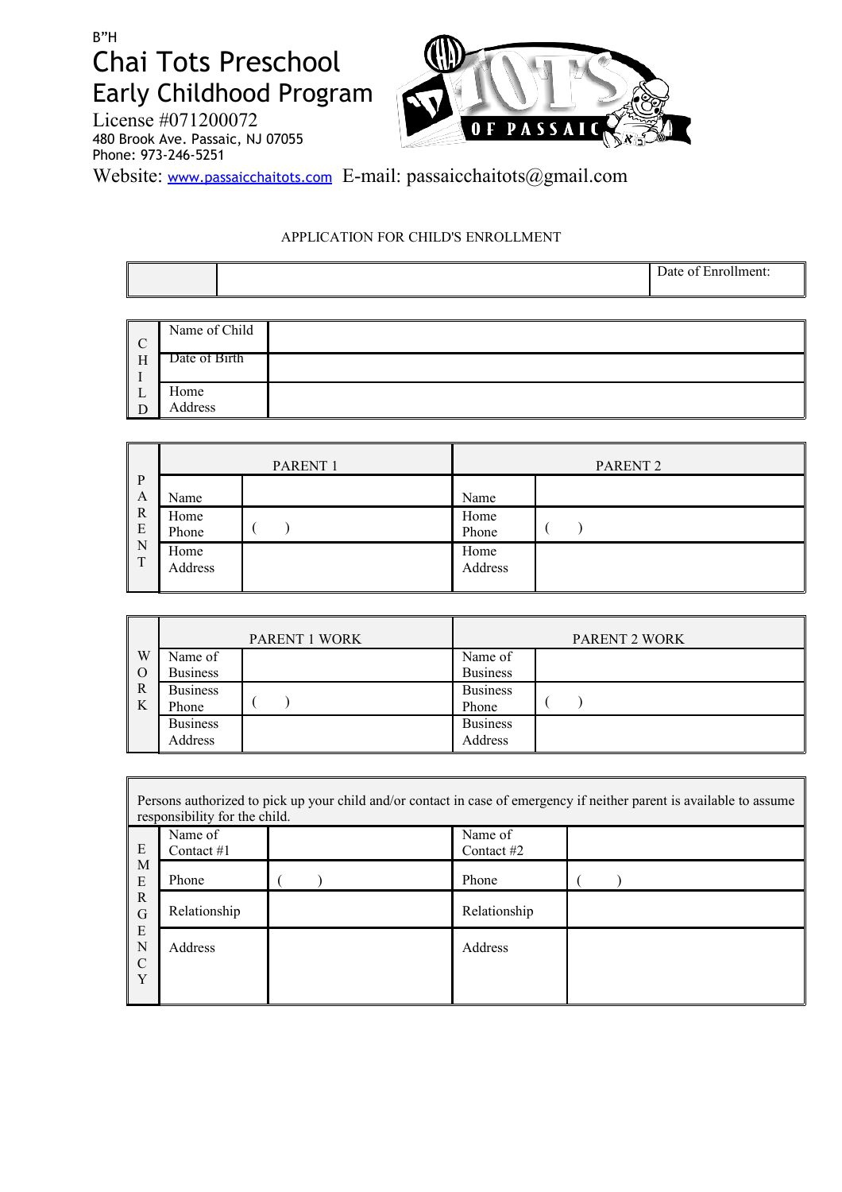B"H

# Chai Tots Preschool

## Early Childhood Program

License #071200072

480 Brook Ave. Passaic, NJ 07055

Phone: 973-246-5251

Website: www.passaicchaitots.com E-mail: passaicchaitots@gmail.com

APPLICATION FOR CHILD'S ENROLLMENT

| | | |
|---|---|---|
| | | Date of Enrollment: |

| | | |
|---|---|---|
| CHILD | Name of Child | |
| | Date of Birth | |
| | Home Address | |

| | PARENT 1 | | PARENT 2 | |
|---|---|---|---|---|
| PARENT | Name | | Name | |
| | Home Phone | (     ) | Home Phone | (     ) |
| | Home Address | | Home Address | |

| | PARENT 1 WORK | | PARENT 2 WORK | |
|---|---|---|---|---|
| WORK | Name of Business | | Name of Business | |
| | Business Phone | (     ) | Business Phone | (     ) |
| | Business Address | | Business Address | |

Persons authorized to pick up your child and/or contact in case of emergency if neither parent is available to assume responsibility for the child.

| | | | | |
|---|---|---|---|---|
| EMERGENCY | Name of Contact #1 | | Name of Contact #2 | |
| | Phone | (     ) | Phone | (     ) |
| | Relationship | | Relationship | |
| | Address | | Address | |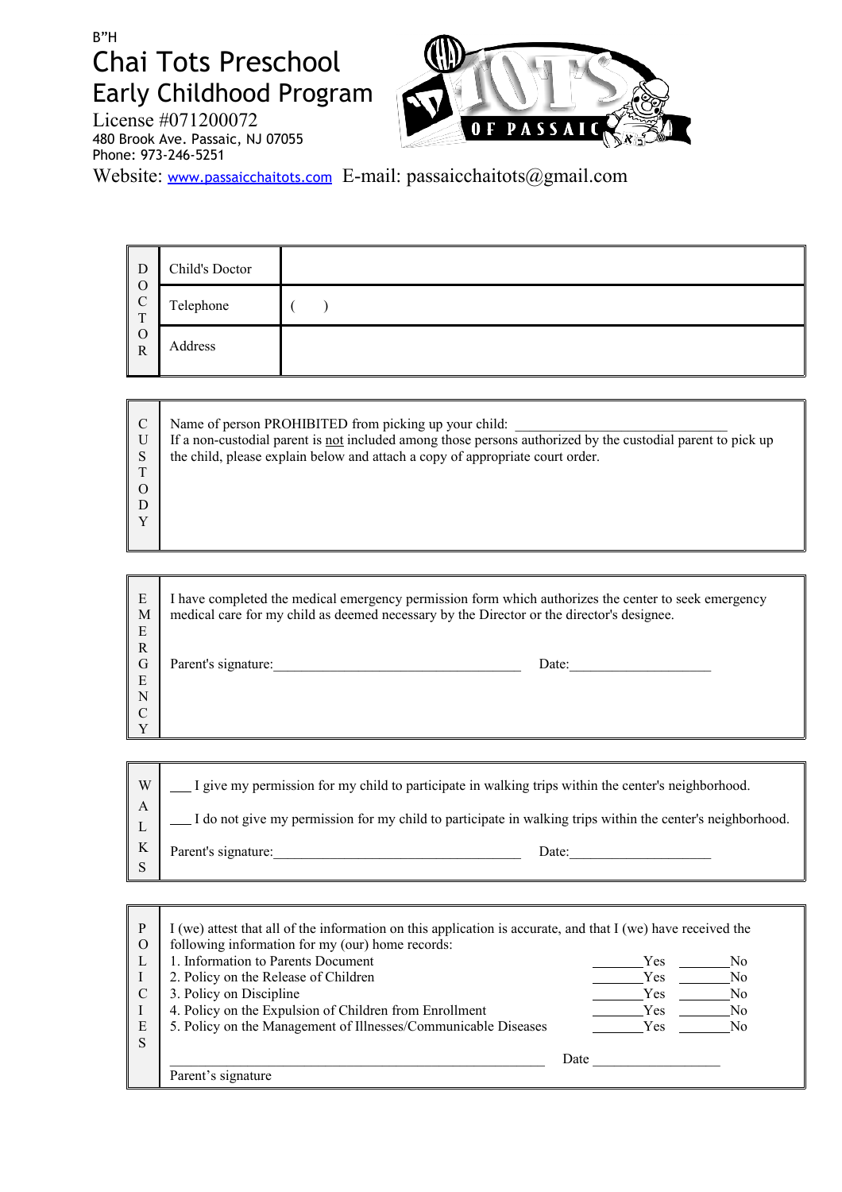B"H

# Chai Tots Preschool

## Early Childhood Program

License #071200072

480 Brook Ave. Passaic, NJ 07055

Phone: 973-246-5251

Website: www.passaicchaitots.com E-mail: passaicchaitots@gmail.com

| | | |
|---|---|---|
| DOCTOR | Child's Doctor | |
| | Telephone | (    ) |
| | Address | |

| | |
|---|---|
| CUSTODY | Name of person PROHIBITED from picking up your child: ____________________________<br>If a non-custodial parent is not included among those persons authorized by the custodial parent to pick up the child, please explain below and attach a copy of appropriate court order. |

| | |
|---|---|
| EMERGENCY | I have completed the medical emergency permission form which authorizes the center to seek emergency medical care for my child as deemed necessary by the Director or the director's designee.<br><br>Parent's signature:___________________________________ Date:____________________ |

| | |
|---|---|
| WALKS | ___ I give my permission for my child to participate in walking trips within the center's neighborhood.<br><br>___ I do not give my permission for my child to participate in walking trips within the center's neighborhood.<br><br>Parent's signature:___________________________________ Date:____________________ |

| | |
|---|---|
| POLICIES | I (we) attest that all of the information on this application is accurate, and that I (we) have received the following information for my (our) home records:<br>1. Information to Parents Document _______Yes _______No<br>2. Policy on the Release of Children _______Yes _______No<br>3. Policy on Discipline _______Yes _______No<br>4. Policy on the Expulsion of Children from Enrollment _______Yes _______No<br>5. Policy on the Management of Illnesses/Communicable Diseases _______Yes _______No<br><br>_______________________________________________________ Date __________________<br>Parent's signature |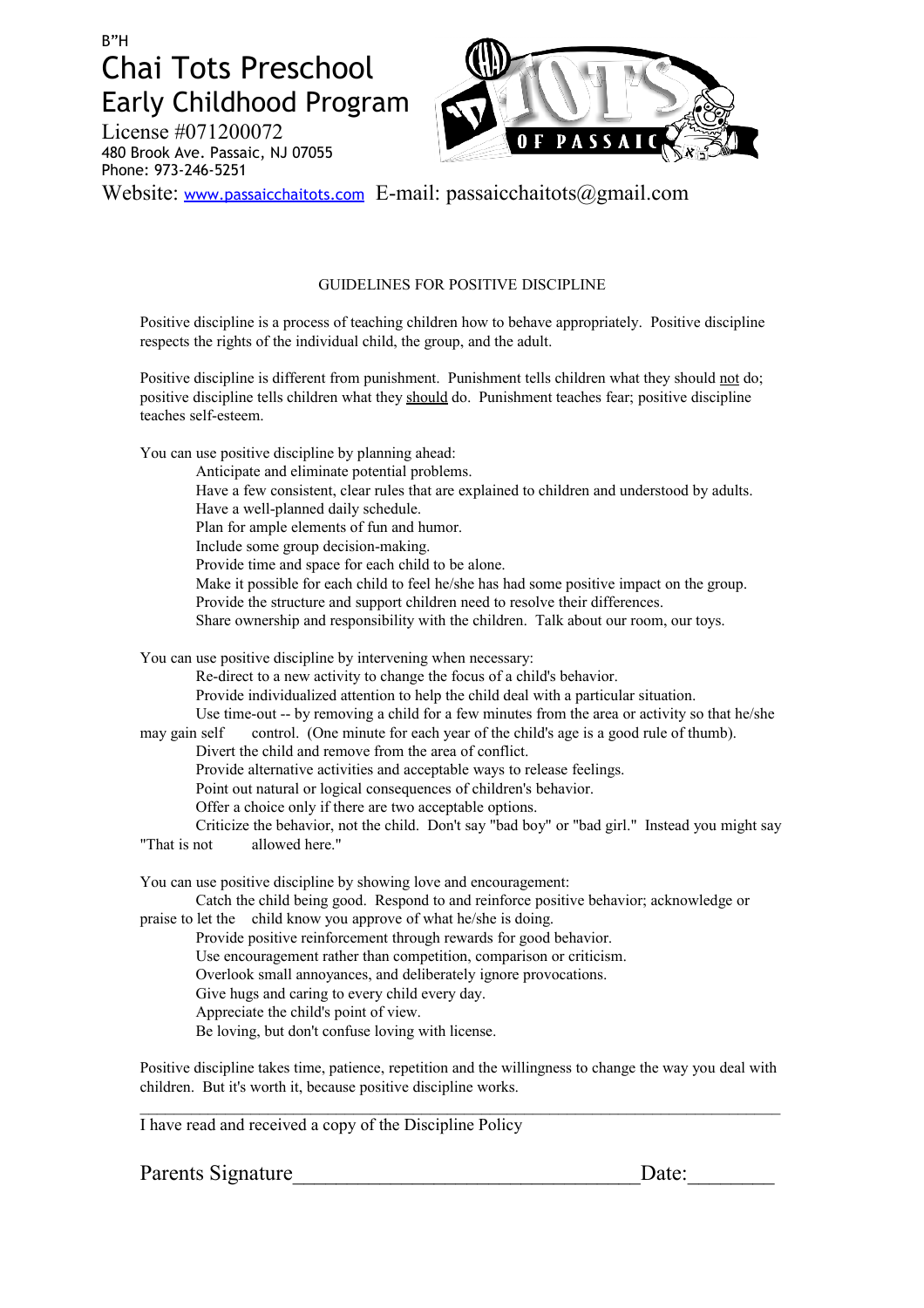B"H

# Chai Tots Preschool
## Early Childhood Program

License #071200072
480 Brook Ave. Passaic, NJ 07055
Phone: 973-246-5251
Website: www.passaicchaitots.com E-mail: passaicchaitots@gmail.com

### GUIDELINES FOR POSITIVE DISCIPLINE

Positive discipline is a process of teaching children how to behave appropriately. Positive discipline respects the rights of the individual child, the group, and the adult.

Positive discipline is different from punishment. Punishment tells children what they should not do; positive discipline tells children what they should do. Punishment teaches fear; positive discipline teaches self-esteem.

You can use positive discipline by planning ahead:

- Anticipate and eliminate potential problems.
- Have a few consistent, clear rules that are explained to children and understood by adults.
- Have a well-planned daily schedule.
- Plan for ample elements of fun and humor.
- Include some group decision-making.
- Provide time and space for each child to be alone.
- Make it possible for each child to feel he/she has had some positive impact on the group.
- Provide the structure and support children need to resolve their differences.
- Share ownership and responsibility with the children. Talk about our room, our toys.

You can use positive discipline by intervening when necessary:

- Re-direct to a new activity to change the focus of a child's behavior.
- Provide individualized attention to help the child deal with a particular situation.
- Use time-out -- by removing a child for a few minutes from the area or activity so that he/she may gain self control. (One minute for each year of the child's age is a good rule of thumb).
- Divert the child and remove from the area of conflict.
- Provide alternative activities and acceptable ways to release feelings.
- Point out natural or logical consequences of children's behavior.
- Offer a choice only if there are two acceptable options.
- Criticize the behavior, not the child. Don't say "bad boy" or "bad girl." Instead you might say "That is not allowed here."

You can use positive discipline by showing love and encouragement:

- Catch the child being good. Respond to and reinforce positive behavior; acknowledge or praise to let the child know you approve of what he/she is doing.
- Provide positive reinforcement through rewards for good behavior.
- Use encouragement rather than competition, comparison or criticism.
- Overlook small annoyances, and deliberately ignore provocations.
- Give hugs and caring to every child every day.
- Appreciate the child's point of view.
- Be loving, but don't confuse loving with license.

Positive discipline takes time, patience, repetition and the willingness to change the way you deal with children. But it's worth it, because positive discipline works.

---

I have read and received a copy of the Discipline Policy

Parents Signature_______________________________Date:________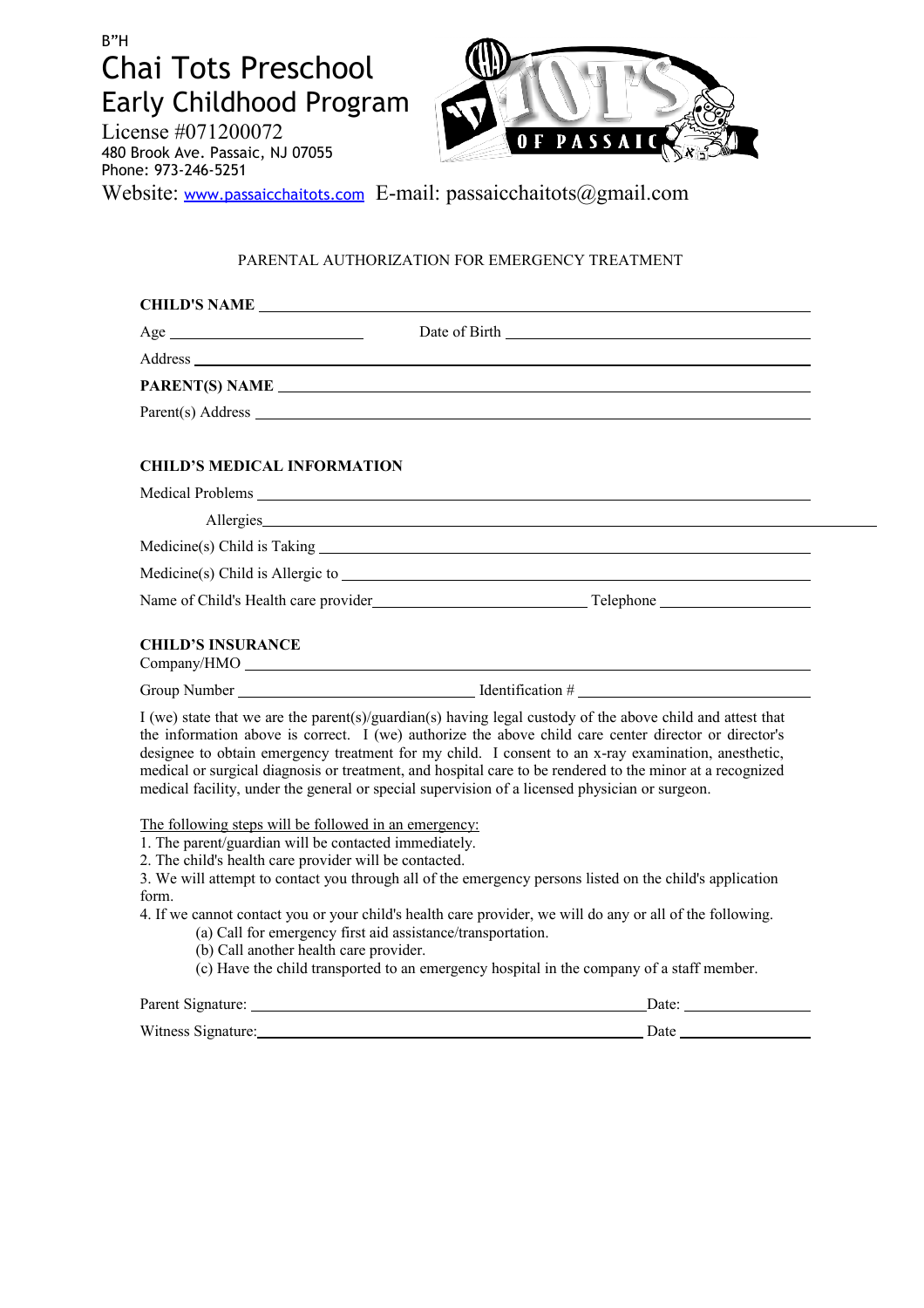B"H

# Chai Tots Preschool
# Early Childhood Program

License #071200072
480 Brook Ave. Passaic, NJ 07055
Phone: 973-246-5251
Website: www.passaicchaitots.com E-mail: passaicchaitots@gmail.com

PARENTAL AUTHORIZATION FOR EMERGENCY TREATMENT

**CHILD'S NAME** ______________________________________________

Age ____________________ Date of Birth ____________________________

Address _____________________________________________________

**PARENT(S) NAME** ___________________________________________

Parent(s) Address _____________________________________________

**CHILD'S MEDICAL INFORMATION**

Medical Problems ______________________________________________

Allergies ____________________________________________________

Medicine(s) Child is Taking _____________________________________

Medicine(s) Child is Allergic to __________________________________

Name of Child's Health care provider ____________________ Telephone ______________

**CHILD'S INSURANCE**

Company/HMO _________________________________________________

Group Number ______________________ Identification # ______________________

I (we) state that we are the parent(s)/guardian(s) having legal custody of the above child and attest that the information above is correct. I (we) authorize the above child care center director or director's designee to obtain emergency treatment for my child. I consent to an x-ray examination, anesthetic, medical or surgical diagnosis or treatment, and hospital care to be rendered to the minor at a recognized medical facility, under the general or special supervision of a licensed physician or surgeon.

The following steps will be followed in an emergency:

1. The parent/guardian will be contacted immediately.
2. The child's health care provider will be contacted.
3. We will attempt to contact you through all of the emergency persons listed on the child's application form.
4. If we cannot contact you or your child's health care provider, we will do any or all of the following.
   (a) Call for emergency first aid assistance/transportation.
   (b) Call another health care provider.
   (c) Have the child transported to an emergency hospital in the company of a staff member.

Parent Signature: ________________________________________ Date: ______________

Witness Signature: _______________________________________ Date ______________